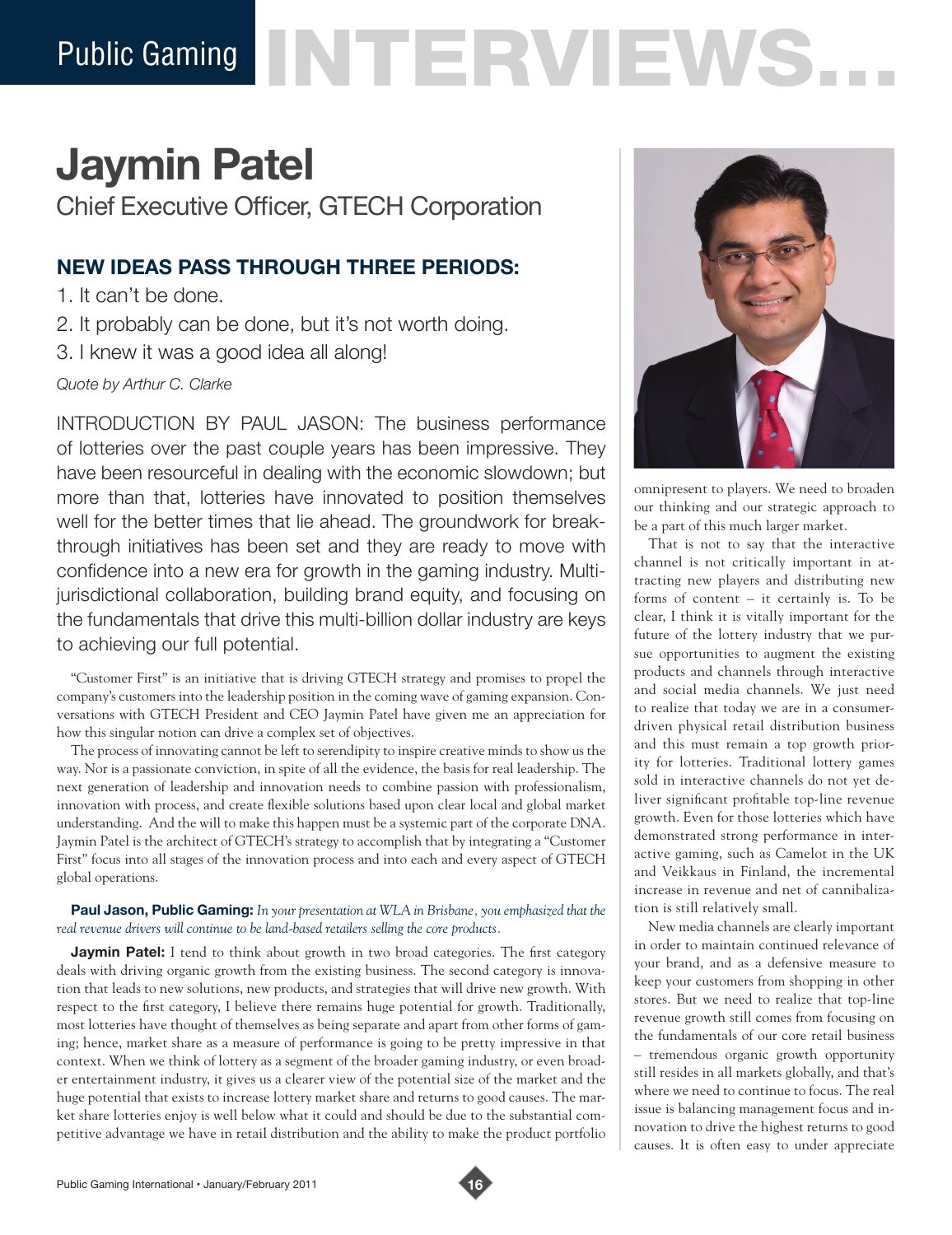# Jaymin Patel

Chief Executive Officer, GTECH Corporation

## NEW IDEAS PASS THROUGH THREE PERIODS:

1. It can't be done.
2. It probably can be done, but it's not worth doing.
3. I knew it was a good idea all along!

*Quote by Arthur C. Clarke*

INTRODUCTION BY PAUL JASON: The business performance of lotteries over the past couple years has been impressive. They have been resourceful in dealing with the economic slowdown; but more than that, lotteries have innovated to position themselves well for the better times that lie ahead. The groundwork for breakthrough initiatives has been set and they are ready to move with confidence into a new era for growth in the gaming industry. Multi-jurisdictional collaboration, building brand equity, and focusing on the fundamentals that drive this multi-billion dollar industry are keys to achieving our full potential.

"Customer First" is an initiative that is driving GTECH strategy and promises to propel the company's customers into the leadership position in the coming wave of gaming expansion. Conversations with GTECH President and CEO Jaymin Patel have given me an appreciation for how this singular notion can drive a complex set of objectives.

The process of innovating cannot be left to serendipity to inspire creative minds to show us the way. Nor is a passionate conviction, in spite of all the evidence, the basis for real leadership. The next generation of leadership and innovation needs to combine passion with professionalism, innovation with process, and create flexible solutions based upon clear local and global market understanding. And the will to make this happen must be a systemic part of the corporate DNA. Jaymin Patel is the architect of GTECH's strategy to accomplish that by integrating a "Customer First" focus into all stages of the innovation process and into each and every aspect of GTECH global operations.

**Paul Jason, Public Gaming:** *In your presentation at WLA in Brisbane, you emphasized that the real revenue drivers will continue to be land-based retailers selling the core products.*

**Jaymin Patel:** I tend to think about growth in two broad categories. The first category deals with driving organic growth from the existing business. The second category is innovation that leads to new solutions, new products, and strategies that will drive new growth. With respect to the first category, I believe there remains huge potential for growth. Traditionally, most lotteries have thought of themselves as being separate and apart from other forms of gaming; hence, market share as a measure of performance is going to be pretty impressive in that context. When we think of lottery as a segment of the broader gaming industry, or even broader entertainment industry, it gives us a clearer view of the potential size of the market and the huge potential that exists to increase lottery market share and returns to good causes. The market share lotteries enjoy is well below what it could and should be due to the substantial competitive advantage we have in retail distribution and the ability to make the product portfolio omnipresent to players. We need to broaden our thinking and our strategic approach to be a part of this much larger market.

That is not to say that the interactive channel is not critically important in attracting new players and distributing new forms of content – it certainly is. To be clear, I think it is vitally important for the future of the lottery industry that we pursue opportunities to augment the existing products and channels through interactive and social media channels. We just need to realize that today we are in a consumer-driven physical retail distribution business and this must remain a top growth priority for lotteries. Traditional lottery games sold in interactive channels do not yet deliver significant profitable top-line revenue growth. Even for those lotteries which have demonstrated strong performance in interactive gaming, such as Camelot in the UK and Veikkaus in Finland, the incremental increase in revenue and net of cannibalization is still relatively small.

New media channels are clearly important in order to maintain continued relevance of your brand, and as a defensive measure to keep your customers from shopping in other stores. But we need to realize that top-line revenue growth still comes from focusing on the fundamentals of our core retail business – tremendous organic growth opportunity still resides in all markets globally, and that's where we need to continue to focus. The real issue is balancing management focus and innovation to drive the highest returns to good causes. It is often easy to under appreciate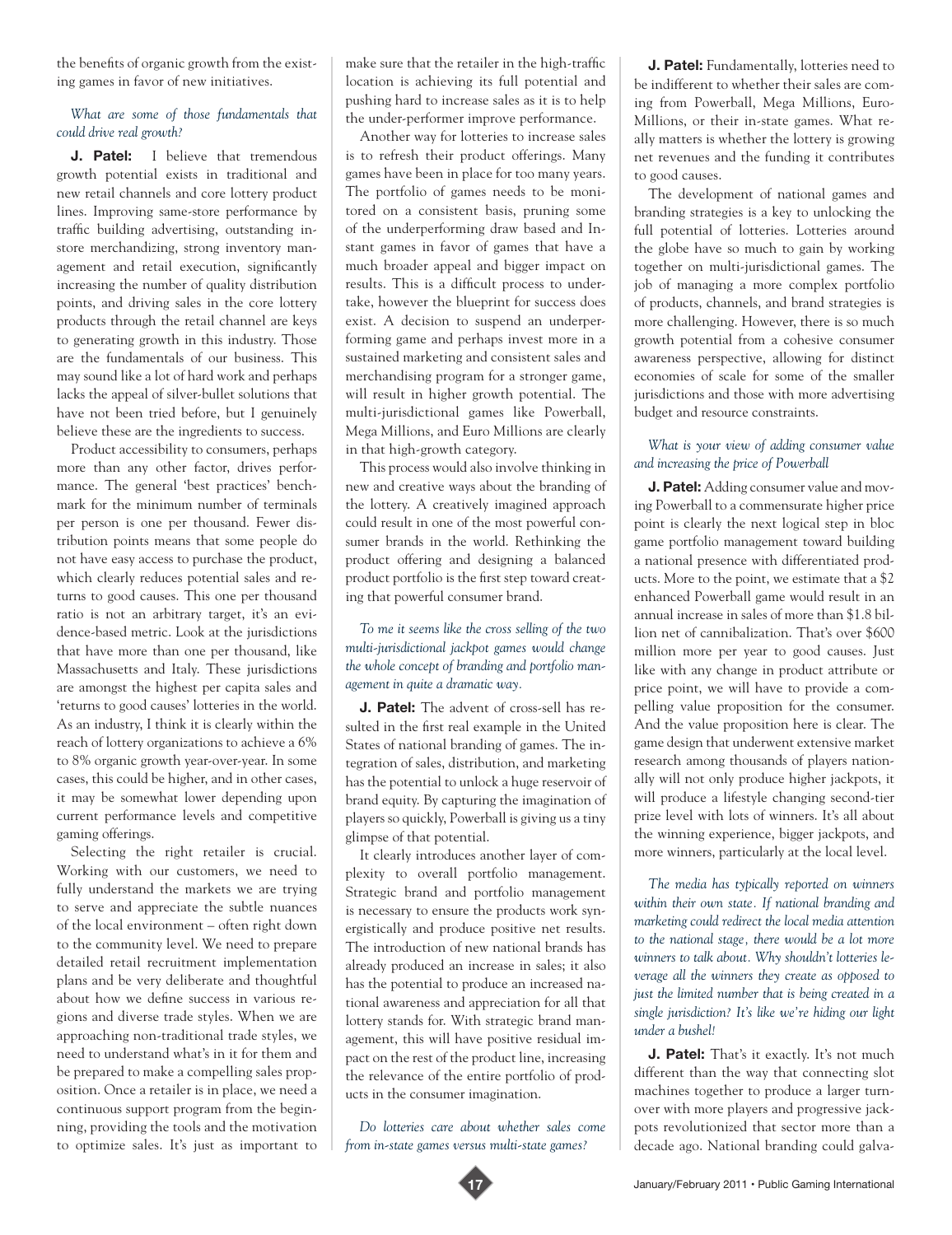the benefits of organic growth from the existing games in favor of new initiatives.

*What are some of those fundamentals that could drive real growth?*

**J. Patel:** I believe that tremendous growth potential exists in traditional and new retail channels and core lottery product lines. Improving same-store performance by traffic building advertising, outstanding in-store merchandizing, strong inventory management and retail execution, significantly increasing the number of quality distribution points, and driving sales in the core lottery products through the retail channel are keys to generating growth in this industry. Those are the fundamentals of our business. This may sound like a lot of hard work and perhaps lacks the appeal of silver-bullet solutions that have not been tried before, but I genuinely believe these are the ingredients to success.

Product accessibility to consumers, perhaps more than any other factor, drives performance. The general 'best practices' benchmark for the minimum number of terminals per person is one per thousand. Fewer distribution points means that some people do not have easy access to purchase the product, which clearly reduces potential sales and returns to good causes. This one per thousand ratio is not an arbitrary target, it's an evidence-based metric. Look at the jurisdictions that have more than one per thousand, like Massachusetts and Italy. These jurisdictions are amongst the highest per capita sales and 'returns to good causes' lotteries in the world. As an industry, I think it is clearly within the reach of lottery organizations to achieve a 6% to 8% organic growth year-over-year. In some cases, this could be higher, and in other cases, it may be somewhat lower depending upon current performance levels and competitive gaming offerings.

Selecting the right retailer is crucial. Working with our customers, we need to fully understand the markets we are trying to serve and appreciate the subtle nuances of the local environment – often right down to the community level. We need to prepare detailed retail recruitment implementation plans and be very deliberate and thoughtful about how we define success in various regions and diverse trade styles. When we are approaching non-traditional trade styles, we need to understand what's in it for them and be prepared to make a compelling sales proposition. Once a retailer is in place, we need a continuous support program from the beginning, providing the tools and the motivation to optimize sales. It's just as important to make sure that the retailer in the high-traffic location is achieving its full potential and pushing hard to increase sales as it is to help the under-performer improve performance.

Another way for lotteries to increase sales is to refresh their product offerings. Many games have been in place for too many years. The portfolio of games needs to be monitored on a consistent basis, pruning some of the underperforming draw based and Instant games in favor of games that have a much broader appeal and bigger impact on results. This is a difficult process to undertake, however the blueprint for success does exist. A decision to suspend an underperforming game and perhaps invest more in a sustained marketing and consistent sales and merchandising program for a stronger game, will result in higher growth potential. The multi-jurisdictional games like Powerball, Mega Millions, and Euro Millions are clearly in that high-growth category.

This process would also involve thinking in new and creative ways about the branding of the lottery. A creatively imagined approach could result in one of the most powerful consumer brands in the world. Rethinking the product offering and designing a balanced product portfolio is the first step toward creating that powerful consumer brand.

*To me it seems like the cross selling of the two multi-jurisdictional jackpot games would change the whole concept of branding and portfolio management in quite a dramatic way.*

**J. Patel:** The advent of cross-sell has resulted in the first real example in the United States of national branding of games. The integration of sales, distribution, and marketing has the potential to unlock a huge reservoir of brand equity. By capturing the imagination of players so quickly, Powerball is giving us a tiny glimpse of that potential.

It clearly introduces another layer of complexity to overall portfolio management. Strategic brand and portfolio management is necessary to ensure the products work synergistically and produce positive net results. The introduction of new national brands has already produced an increase in sales; it also has the potential to produce an increased national awareness and appreciation for all that lottery stands for. With strategic brand management, this will have positive residual impact on the rest of the product line, increasing the relevance of the entire portfolio of products in the consumer imagination.

*Do lotteries care about whether sales come from in-state games versus multi-state games?*

**J. Patel:** Fundamentally, lotteries need to be indifferent to whether their sales are coming from Powerball, Mega Millions, EuroMillions, or their in-state games. What really matters is whether the lottery is growing net revenues and the funding it contributes to good causes.

The development of national games and branding strategies is a key to unlocking the full potential of lotteries. Lotteries around the globe have so much to gain by working together on multi-jurisdictional games. The job of managing a more complex portfolio of products, channels, and brand strategies is more challenging. However, there is so much growth potential from a cohesive consumer awareness perspective, allowing for distinct economies of scale for some of the smaller jurisdictions and those with more advertising budget and resource constraints.

*What is your view of adding consumer value and increasing the price of Powerball*

**J. Patel:** Adding consumer value and moving Powerball to a commensurate higher price point is clearly the next logical step in bloc game portfolio management toward building a national presence with differentiated products. More to the point, we estimate that a $2 enhanced Powerball game would result in an annual increase in sales of more than $1.8 billion net of cannibalization. That's over $600 million more per year to good causes. Just like with any change in product attribute or price point, we will have to provide a compelling value proposition for the consumer. And the value proposition here is clear. The game design that underwent extensive market research among thousands of players nationally will not only produce higher jackpots, it will produce a lifestyle changing second-tier prize level with lots of winners. It's all about the winning experience, bigger jackpots, and more winners, particularly at the local level.

*The media has typically reported on winners within their own state. If national branding and marketing could redirect the local media attention to the national stage, there would be a lot more winners to talk about. Why shouldn't lotteries leverage all the winners they create as opposed to just the limited number that is being created in a single jurisdiction? It's like we're hiding our light under a bushel!*

**J. Patel:** That's it exactly. It's not much different than the way that connecting slot machines together to produce a larger turnover with more players and progressive jackpots revolutionized that sector more than a decade ago. National branding could galva-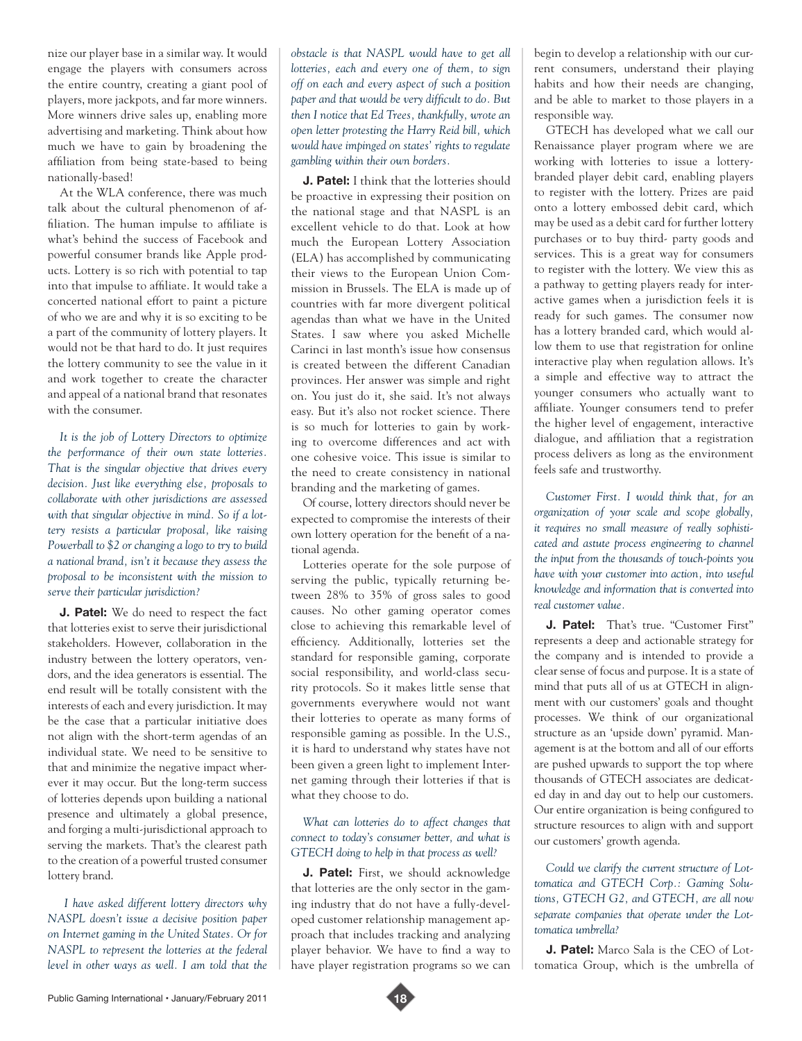nize our player base in a similar way. It would engage the players with consumers across the entire country, creating a giant pool of players, more jackpots, and far more winners. More winners drive sales up, enabling more advertising and marketing. Think about how much we have to gain by broadening the affiliation from being state-based to being nationally-based!

At the WLA conference, there was much talk about the cultural phenomenon of affiliation. The human impulse to affiliate is what's behind the success of Facebook and powerful consumer brands like Apple products. Lottery is so rich with potential to tap into that impulse to affiliate. It would take a concerted national effort to paint a picture of who we are and why it is so exciting to be a part of the community of lottery players. It would not be that hard to do. It just requires the lottery community to see the value in it and work together to create the character and appeal of a national brand that resonates with the consumer.

*It is the job of Lottery Directors to optimize the performance of their own state lotteries. That is the singular objective that drives every decision. Just like everything else, proposals to collaborate with other jurisdictions are assessed with that singular objective in mind. So if a lottery resists a particular proposal, like raising Powerball to $2 or changing a logo to try to build a national brand, isn't it because they assess the proposal to be inconsistent with the mission to serve their particular jurisdiction?*

**J. Patel:** We do need to respect the fact that lotteries exist to serve their jurisdictional stakeholders. However, collaboration in the industry between the lottery operators, vendors, and the idea generators is essential. The end result will be totally consistent with the interests of each and every jurisdiction. It may be the case that a particular initiative does not align with the short-term agendas of an individual state. We need to be sensitive to that and minimize the negative impact wherever it may occur. But the long-term success of lotteries depends upon building a national presence and ultimately a global presence, and forging a multi-jurisdictional approach to serving the markets. That's the clearest path to the creation of a powerful trusted consumer lottery brand.

*I have asked different lottery directors why NASPL doesn't issue a decisive position paper on Internet gaming in the United States. Or for NASPL to represent the lotteries at the federal level in other ways as well. I am told that the obstacle is that NASPL would have to get all lotteries, each and every one of them, to sign off on each and every aspect of such a position paper and that would be very difficult to do. But then I notice that Ed Trees, thankfully, wrote an open letter protesting the Harry Reid bill, which would have impinged on states' rights to regulate gambling within their own borders.*

**J. Patel:** I think that the lotteries should be proactive in expressing their position on the national stage and that NASPL is an excellent vehicle to do that. Look at how much the European Lottery Association (ELA) has accomplished by communicating their views to the European Union Commission in Brussels. The ELA is made up of countries with far more divergent political agendas than what we have in the United States. I saw where you asked Michelle Carinci in last month's issue how consensus is created between the different Canadian provinces. Her answer was simple and right on. You just do it, she said. It's not always easy. But it's also not rocket science. There is so much for lotteries to gain by working to overcome differences and act with one cohesive voice. This issue is similar to the need to create consistency in national branding and the marketing of games.

Of course, lottery directors should never be expected to compromise the interests of their own lottery operation for the benefit of a national agenda.

Lotteries operate for the sole purpose of serving the public, typically returning between 28% to 35% of gross sales to good causes. No other gaming operator comes close to achieving this remarkable level of efficiency. Additionally, lotteries set the standard for responsible gaming, corporate social responsibility, and world-class security protocols. So it makes little sense that governments everywhere would not want their lotteries to operate as many forms of responsible gaming as possible. In the U.S., it is hard to understand why states have not been given a green light to implement Internet gaming through their lotteries if that is what they choose to do.

*What can lotteries do to affect changes that connect to today's consumer better, and what is GTECH doing to help in that process as well?*

**J. Patel:** First, we should acknowledge that lotteries are the only sector in the gaming industry that do not have a fully-developed customer relationship management approach that includes tracking and analyzing player behavior. We have to find a way to have player registration programs so we can begin to develop a relationship with our current consumers, understand their playing habits and how their needs are changing, and be able to market to those players in a responsible way.

GTECH has developed what we call our Renaissance player program where we are working with lotteries to issue a lottery-branded player debit card, enabling players to register with the lottery. Prizes are paid onto a lottery embossed debit card, which may be used as a debit card for further lottery purchases or to buy third- party goods and services. This is a great way for consumers to register with the lottery. We view this as a pathway to getting players ready for interactive games when a jurisdiction feels it is ready for such games. The consumer now has a lottery branded card, which would allow them to use that registration for online interactive play when regulation allows. It's a simple and effective way to attract the younger consumers who actually want to affiliate. Younger consumers tend to prefer the higher level of engagement, interactive dialogue, and affiliation that a registration process delivers as long as the environment feels safe and trustworthy.

*Customer First. I would think that, for an organization of your scale and scope globally, it requires no small measure of really sophisticated and astute process engineering to channel the input from the thousands of touch-points you have with your customer into action, into useful knowledge and information that is converted into real customer value.*

**J. Patel:** That's true. "Customer First" represents a deep and actionable strategy for the company and is intended to provide a clear sense of focus and purpose. It is a state of mind that puts all of us at GTECH in alignment with our customers' goals and thought processes. We think of our organizational structure as an 'upside down' pyramid. Management is at the bottom and all of our efforts are pushed upwards to support the top where thousands of GTECH associates are dedicated day in and day out to help our customers. Our entire organization is being configured to structure resources to align with and support our customers' growth agenda.

*Could we clarify the current structure of Lottomatica and GTECH Corp.: Gaming Solutions, GTECH G2, and GTECH, are all now separate companies that operate under the Lottomatica umbrella?*

**J. Patel:** Marco Sala is the CEO of Lottomatica Group, which is the umbrella of